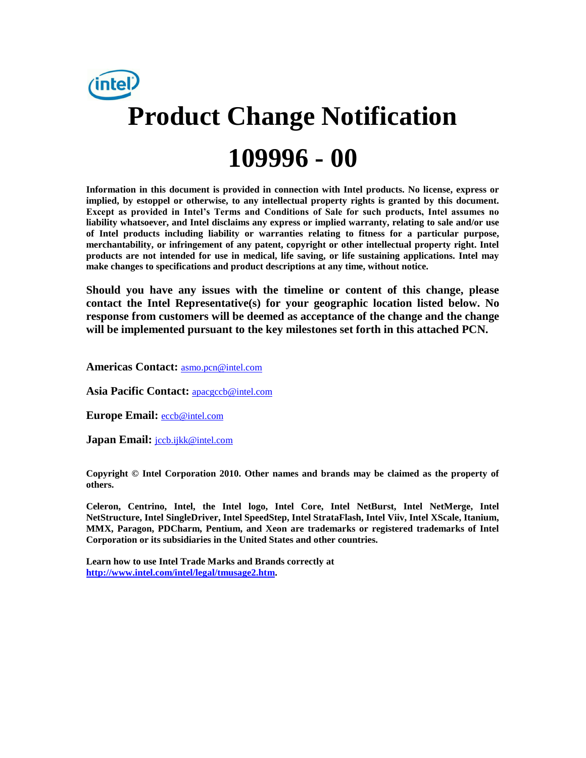# Product Change Notification

# 109996 - 00

**Information in this document is provided in connection with Intel products. No license, express or implied, by estoppel or otherwise, to any intellectual property rights is granted by this document. Except as provided in Intel's Terms and Conditions of Sale for such products, Intel assumes no liability whatsoever, and Intel disclaims any express or implied warranty, relating to sale and/or use of Intel products including liability or warranties relating to fitness for a particular purpose, merchantability, or infringement of any patent, copyright or other intellectual property right. Intel products are not intended for use in medical, life saving, or life sustaining applications. Intel may make changes to specifications and product descriptions at any time, without notice.**

**Should you have any issues with the timeline or content of this change, please contact the Intel Representative(s) for your geographic location listed below. No response from customers will be deemed as acceptance of the change and the change will be implemented pursuant to the key milestones set forth in this attached PCN.**

**Americas Contact:** asmo.pcn@intel.com

**Asia Pacific Contact:** apacgccb@intel.com

**Europe Email:** eccb@intel.com

**Japan Email:** jccb.ijkk@intel.com

**Copyright © Intel Corporation 2010. Other names and brands may be claimed as the property of others.**

**Celeron, Centrino, Intel, the Intel logo, Intel Core, Intel NetBurst, Intel NetMerge, Intel NetStructure, Intel SingleDriver, Intel SpeedStep, Intel StrataFlash, Intel Viiv, Intel XScale, Itanium, MMX, Paragon, PDCharm, Pentium, and Xeon are trademarks or registered trademarks of Intel Corporation or its subsidiaries in the United States and other countries.**

**Learn how to use Intel Trade Marks and Brands correctly at [http://www.intel.com/intel/legal/tmusage2.htm](http://www.intel.com/intel/legal/tmusage2.htm).**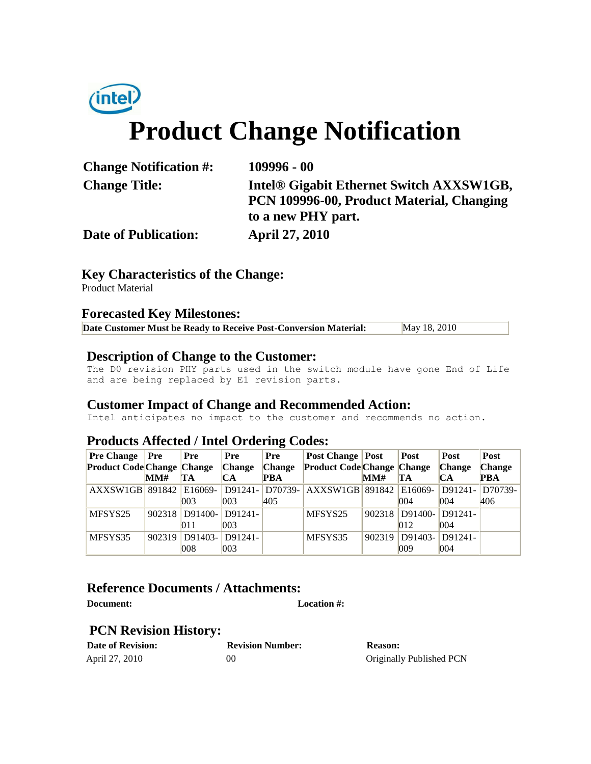# Product Change Notification

| | |
|---|---|
| **Change Notification #:** | **109996 - 00** |
| **Change Title:** | **Intel® Gigabit Ethernet Switch AXXSW1GB, PCN 109996-00, Product Material, Changing to a new PHY part.** |
| **Date of Publication:** | **April 27, 2010** |

## Key Characteristics of the Change:

Product Material

## Forecasted Key Milestones:

| | |
|---|---|
| **Date Customer Must be Ready to Receive Post-Conversion Material:** | May 18, 2010 |

## Description of Change to the Customer:

The D0 revision PHY parts used in the switch module have gone End of Life and are being replaced by E1 revision parts.

## Customer Impact of Change and Recommended Action:

Intel anticipates no impact to the customer and recommends no action.

## Products Affected / Intel Ordering Codes:

| Pre Change Product Code | Pre Change MM# | Pre Change TA | Pre Change CA | Pre Change PBA | Post Change Product Code | Post Change MM# | Post Change TA | Post Change CA | Post Change PBA |
|---|---|---|---|---|---|---|---|---|---|
| AXXSW1GB | 891842 | E16069-003 | D91241-003 | D70739-405 | AXXSW1GB | 891842 | E16069-004 | D91241-004 | D70739-406 |
| MFSYS25 | 902318 | D91400-011 | D91241-003 | | MFSYS25 | 902318 | D91400-012 | D91241-004 | |
| MFSYS35 | 902319 | D91403-008 | D91241-003 | | MFSYS35 | 902319 | D91403-009 | D91241-004 | |

## Reference Documents / Attachments:

| **Document:** | **Location #:** |
|---|---|

## PCN Revision History:

| **Date of Revision:** | **Revision Number:** | **Reason:** |
|---|---|---|
| April 27, 2010 | 00 | Originally Published PCN |